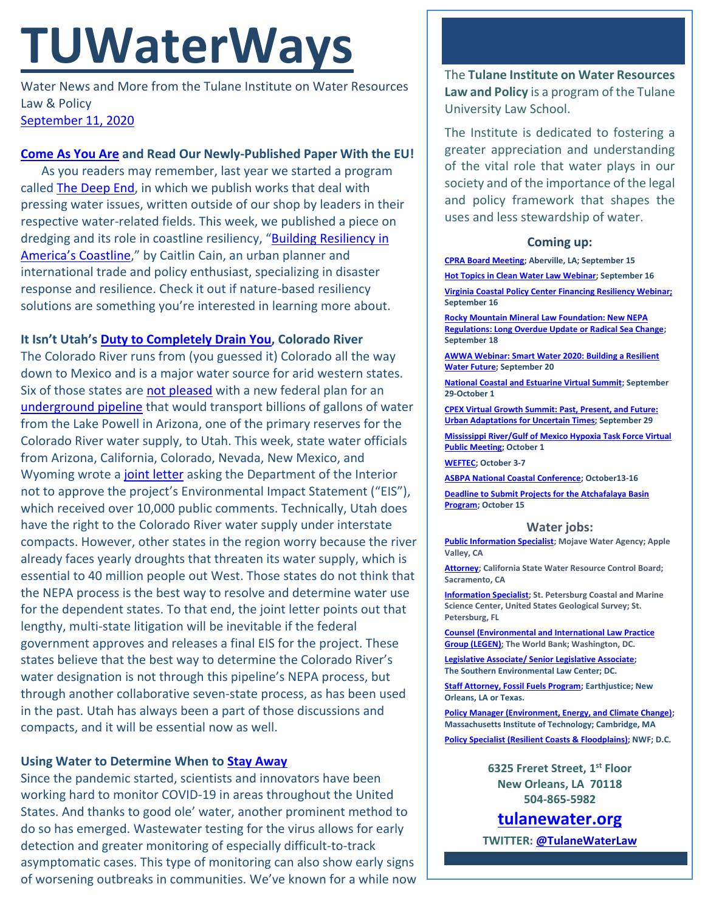# TUWaterWays

Water News and More from the Tulane Institute on Water Resources Law & Policy
September 11, 2020

**Come As You Are and Read Our Newly-Published Paper With the EU!**

As you readers may remember, last year we started a program called The Deep End, in which we publish works that deal with pressing water issues, written outside of our shop by leaders in their respective water-related fields. This week, we published a piece on dredging and its role in coastline resiliency, "Building Resiliency in America's Coastline," by Caitlin Cain, an urban planner and international trade and policy enthusiast, specializing in disaster response and resilience. Check it out if nature-based resiliency solutions are something you're interested in learning more about.

**It Isn't Utah's Duty to Completely Drain You, Colorado River**

The Colorado River runs from (you guessed it) Colorado all the way down to Mexico and is a major water source for arid western states. Six of those states are not pleased with a new federal plan for an underground pipeline that would transport billions of gallons of water from the Lake Powell in Arizona, one of the primary reserves for the Colorado River water supply, to Utah. This week, state water officials from Arizona, California, Colorado, Nevada, New Mexico, and Wyoming wrote a joint letter asking the Department of the Interior not to approve the project's Environmental Impact Statement ("EIS"), which received over 10,000 public comments. Technically, Utah does have the right to the Colorado River water supply under interstate compacts. However, other states in the region worry because the river already faces yearly droughts that threaten its water supply, which is essential to 40 million people out West. Those states do not think that the NEPA process is the best way to resolve and determine water use for the dependent states. To that end, the joint letter points out that lengthy, multi-state litigation will be inevitable if the federal government approves and releases a final EIS for the project. These states believe that the best way to determine the Colorado River's water designation is not through this pipeline's NEPA process, but through another collaborative seven-state process, as has been used in the past. Utah has always been a part of those discussions and compacts, and it will be essential now as well.

**Using Water to Determine When to Stay Away**

Since the pandemic started, scientists and innovators have been working hard to monitor COVID-19 in areas throughout the United States. And thanks to good ole' water, another prominent method to do so has emerged. Wastewater testing for the virus allows for early detection and greater monitoring of especially difficult-to-track asymptomatic cases. This type of monitoring can also show early signs of worsening outbreaks in communities. We've known for a while now

The **Tulane Institute on Water Resources Law and Policy** is a program of the Tulane University Law School.

The Institute is dedicated to fostering a greater appreciation and understanding of the vital role that water plays in our society and of the importance of the legal and policy framework that shapes the uses and less stewardship of water.

### Coming up:

**CPRA Board Meeting; Aberville, LA; September 15**

**Hot Topics in Clean Water Law Webinar; September 16**

**Virginia Coastal Policy Center Financing Resiliency Webinar; September 16**

**Rocky Mountain Mineral Law Foundation: New NEPA Regulations: Long Overdue Update or Radical Sea Change; September 18**

**AWWA Webinar: Smart Water 2020: Building a Resilient Water Future; September 20**

**National Coastal and Estuarine Virtual Summit; September 29-October 1**

**CPEX Virtual Growth Summit: Past, Present, and Future: Urban Adaptations for Uncertain Times; September 29**

**Mississippi River/Gulf of Mexico Hypoxia Task Force Virtual Public Meeting; October 1**

**WEFTEC; October 3-7**

**ASBPA National Coastal Conference; October13-16**

**Deadline to Submit Projects for the Atchafalaya Basin Program; October 15**

### Water jobs:

**Public Information Specialist; Mojave Water Agency; Apple Valley, CA**

**Attorney; California State Water Resource Control Board; Sacramento, CA**

**Information Specialist; St. Petersburg Coastal and Marine Science Center, United States Geological Survey; St. Petersburg, FL**

**Counsel (Environmental and International Law Practice Group (LEGEN); The World Bank; Washington, DC.**

**Legislative Associate/ Senior Legislative Associate; The Southern Environmental Law Center; DC.**

**Staff Attorney, Fossil Fuels Program; Earthjustice; New Orleans, LA or Texas.**

**Policy Manager (Environment, Energy, and Climate Change); Massachusetts Institute of Technology; Cambridge, MA**

**Policy Specialist (Resilient Coasts & Floodplains); NWF; D.C.**

**6325 Freret Street, 1st Floor**
**New Orleans, LA 70118**
**504-865-5982**

**tulanewater.org**

**TWITTER: @TulaneWaterLaw**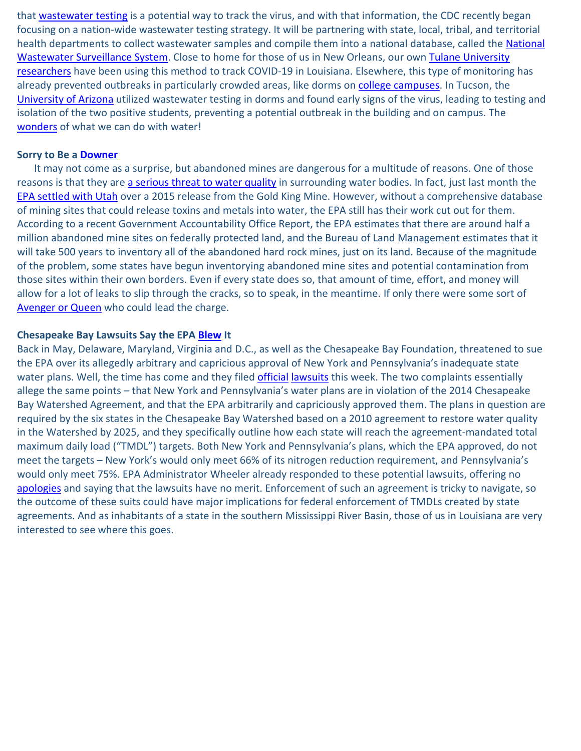that wastewater testing is a potential way to track the virus, and with that information, the CDC recently began focusing on a nation-wide wastewater testing strategy. It will be partnering with state, local, tribal, and territorial health departments to collect wastewater samples and compile them into a national database, called the National Wastewater Surveillance System. Close to home for those of us in New Orleans, our own Tulane University researchers have been using this method to track COVID-19 in Louisiana. Elsewhere, this type of monitoring has already prevented outbreaks in particularly crowded areas, like dorms on college campuses. In Tucson, the University of Arizona utilized wastewater testing in dorms and found early signs of the virus, leading to testing and isolation of the two positive students, preventing a potential outbreak in the building and on campus. The wonders of what we can do with water!

**Sorry to Be a Downer**

It may not come as a surprise, but abandoned mines are dangerous for a multitude of reasons. One of those reasons is that they are a serious threat to water quality in surrounding water bodies. In fact, just last month the EPA settled with Utah over a 2015 release from the Gold King Mine. However, without a comprehensive database of mining sites that could release toxins and metals into water, the EPA still has their work cut out for them. According to a recent Government Accountability Office Report, the EPA estimates that there are around half a million abandoned mine sites on federally protected land, and the Bureau of Land Management estimates that it will take 500 years to inventory all of the abandoned hard rock mines, just on its land. Because of the magnitude of the problem, some states have begun inventorying abandoned mine sites and potential contamination from those sites within their own borders. Even if every state does so, that amount of time, effort, and money will allow for a lot of leaks to slip through the cracks, so to speak, in the meantime. If only there were some sort of Avenger or Queen who could lead the charge.

**Chesapeake Bay Lawsuits Say the EPA Blew It**

Back in May, Delaware, Maryland, Virginia and D.C., as well as the Chesapeake Bay Foundation, threatened to sue the EPA over its allegedly arbitrary and capricious approval of New York and Pennsylvania's inadequate state water plans. Well, the time has come and they filed official lawsuits this week. The two complaints essentially allege the same points – that New York and Pennsylvania's water plans are in violation of the 2014 Chesapeake Bay Watershed Agreement, and that the EPA arbitrarily and capriciously approved them. The plans in question are required by the six states in the Chesapeake Bay Watershed based on a 2010 agreement to restore water quality in the Watershed by 2025, and they specifically outline how each state will reach the agreement-mandated total maximum daily load ("TMDL") targets. Both New York and Pennsylvania's plans, which the EPA approved, do not meet the targets – New York's would only meet 66% of its nitrogen reduction requirement, and Pennsylvania's would only meet 75%. EPA Administrator Wheeler already responded to these potential lawsuits, offering no apologies and saying that the lawsuits have no merit. Enforcement of such an agreement is tricky to navigate, so the outcome of these suits could have major implications for federal enforcement of TMDLs created by state agreements. And as inhabitants of a state in the southern Mississippi River Basin, those of us in Louisiana are very interested to see where this goes.